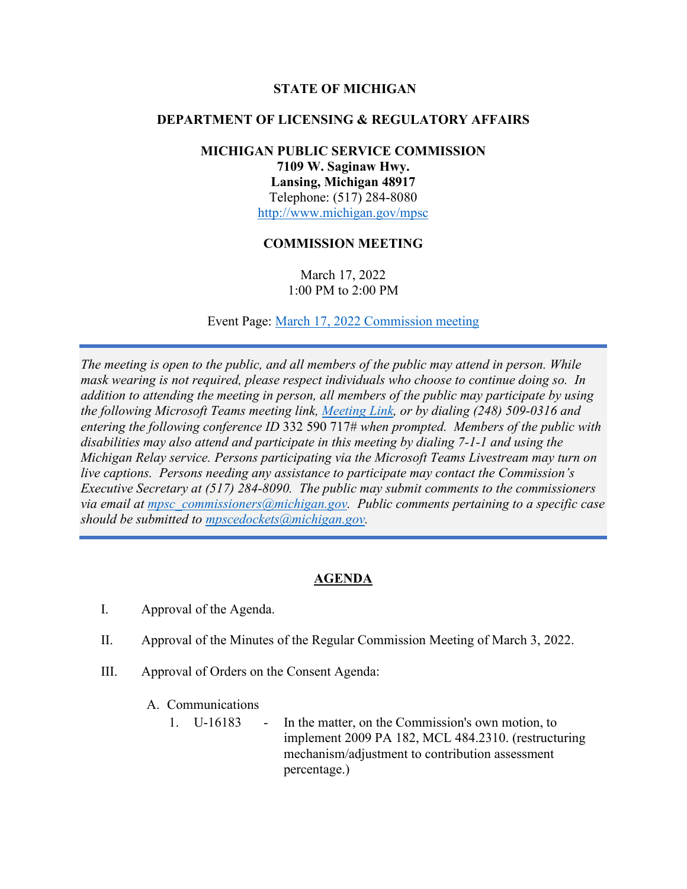**STATE OF MICHIGAN**

**DEPARTMENT OF LICENSING & REGULATORY AFFAIRS**

**MICHIGAN PUBLIC SERVICE COMMISSION**
**7109 W. Saginaw Hwy.**
**Lansing, Michigan 48917**
Telephone: (517) 284-8080
[http://www.michigan.gov/mpsc](http://www.michigan.gov/mpsc)

**COMMISSION MEETING**

March 17, 2022
1:00 PM to 2:00 PM

Event Page: [March 17, 2022 Commission meeting]()

*The meeting is open to the public, and all members of the public may attend in person. While mask wearing is not required, please respect individuals who choose to continue doing so. In addition to attending the meeting in person, all members of the public may participate by using the following Microsoft Teams meeting link, [Meeting Link](), or by dialing (248) 509-0316 and entering the following conference ID* 332 590 717# *when prompted. Members of the public with disabilities may also attend and participate in this meeting by dialing 7-1-1 and using the Michigan Relay service. Persons participating via the Microsoft Teams Livestream may turn on live captions. Persons needing any assistance to participate may contact the Commission's Executive Secretary at (517) 284-8090. The public may submit comments to the commissioners via email at [mpsc_commissioners@michigan.gov](mailto:mpsc_commissioners@michigan.gov). Public comments pertaining to a specific case should be submitted to [mpscedockets@michigan.gov](mailto:mpscedockets@michigan.gov).*

## AGENDA

I. Approval of the Agenda.

II. Approval of the Minutes of the Regular Commission Meeting of March 3, 2022.

III. Approval of Orders on the Consent Agenda:

A. Communications

1. U-16183 - In the matter, on the Commission's own motion, to implement 2009 PA 182, MCL 484.2310. (restructuring mechanism/adjustment to contribution assessment percentage.)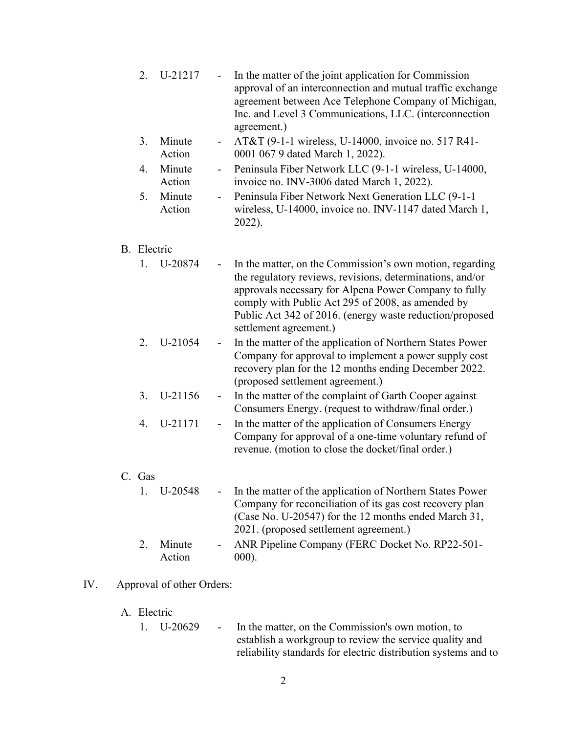2. U-21217 - In the matter of the joint application for Commission approval of an interconnection and mutual traffic exchange agreement between Ace Telephone Company of Michigan, Inc. and Level 3 Communications, LLC. (interconnection agreement.)
3. Minute Action - AT&T (9-1-1 wireless, U-14000, invoice no. 517 R41-0001 067 9 dated March 1, 2022).
4. Minute Action - Peninsula Fiber Network LLC (9-1-1 wireless, U-14000, invoice no. INV-3006 dated March 1, 2022).
5. Minute Action - Peninsula Fiber Network Next Generation LLC (9-1-1 wireless, U-14000, invoice no. INV-1147 dated March 1, 2022).

B. Electric

1. U-20874 - In the matter, on the Commission's own motion, regarding the regulatory reviews, revisions, determinations, and/or approvals necessary for Alpena Power Company to fully comply with Public Act 295 of 2008, as amended by Public Act 342 of 2016. (energy waste reduction/proposed settlement agreement.)
2. U-21054 - In the matter of the application of Northern States Power Company for approval to implement a power supply cost recovery plan for the 12 months ending December 2022. (proposed settlement agreement.)
3. U-21156 - In the matter of the complaint of Garth Cooper against Consumers Energy. (request to withdraw/final order.)
4. U-21171 - In the matter of the application of Consumers Energy Company for approval of a one-time voluntary refund of revenue. (motion to close the docket/final order.)

C. Gas

1. U-20548 - In the matter of the application of Northern States Power Company for reconciliation of its gas cost recovery plan (Case No. U-20547) for the 12 months ended March 31, 2021. (proposed settlement agreement.)
2. Minute Action - ANR Pipeline Company (FERC Docket No. RP22-501-000).

IV. Approval of other Orders:

A. Electric

1. U-20629 - In the matter, on the Commission's own motion, to establish a workgroup to review the service quality and reliability standards for electric distribution systems and to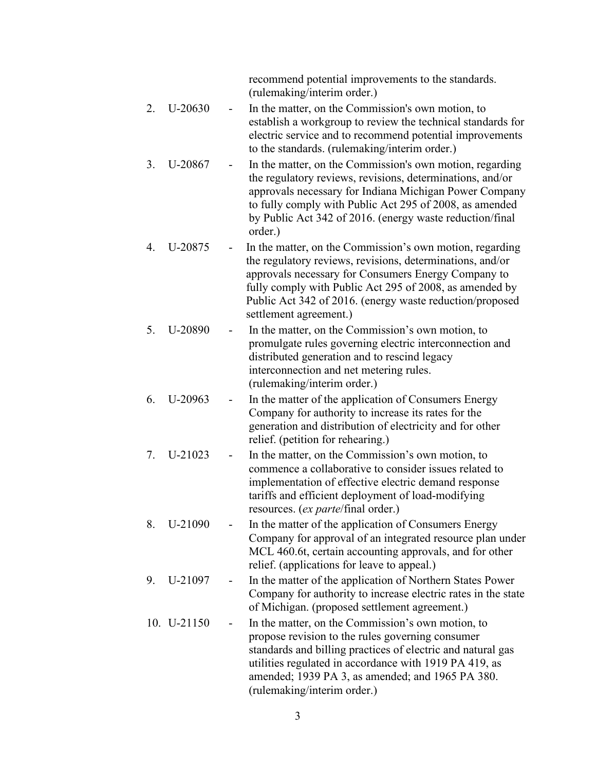recommend potential improvements to the standards. (rulemaking/interim order.)

2. U-20630 - In the matter, on the Commission's own motion, to establish a workgroup to review the technical standards for electric service and to recommend potential improvements to the standards. (rulemaking/interim order.)

3. U-20867 - In the matter, on the Commission's own motion, regarding the regulatory reviews, revisions, determinations, and/or approvals necessary for Indiana Michigan Power Company to fully comply with Public Act 295 of 2008, as amended by Public Act 342 of 2016. (energy waste reduction/final order.)

4. U-20875 - In the matter, on the Commission's own motion, regarding the regulatory reviews, revisions, determinations, and/or approvals necessary for Consumers Energy Company to fully comply with Public Act 295 of 2008, as amended by Public Act 342 of 2016. (energy waste reduction/proposed settlement agreement.)

5. U-20890 - In the matter, on the Commission's own motion, to promulgate rules governing electric interconnection and distributed generation and to rescind legacy interconnection and net metering rules. (rulemaking/interim order.)

6. U-20963 - In the matter of the application of Consumers Energy Company for authority to increase its rates for the generation and distribution of electricity and for other relief. (petition for rehearing.)

7. U-21023 - In the matter, on the Commission's own motion, to commence a collaborative to consider issues related to implementation of effective electric demand response tariffs and efficient deployment of load-modifying resources. (*ex parte*/final order.)

8. U-21090 - In the matter of the application of Consumers Energy Company for approval of an integrated resource plan under MCL 460.6t, certain accounting approvals, and for other relief. (applications for leave to appeal.)

9. U-21097 - In the matter of the application of Northern States Power Company for authority to increase electric rates in the state of Michigan. (proposed settlement agreement.)

10. U-21150 - In the matter, on the Commission's own motion, to propose revision to the rules governing consumer standards and billing practices of electric and natural gas utilities regulated in accordance with 1919 PA 419, as amended; 1939 PA 3, as amended; and 1965 PA 380. (rulemaking/interim order.)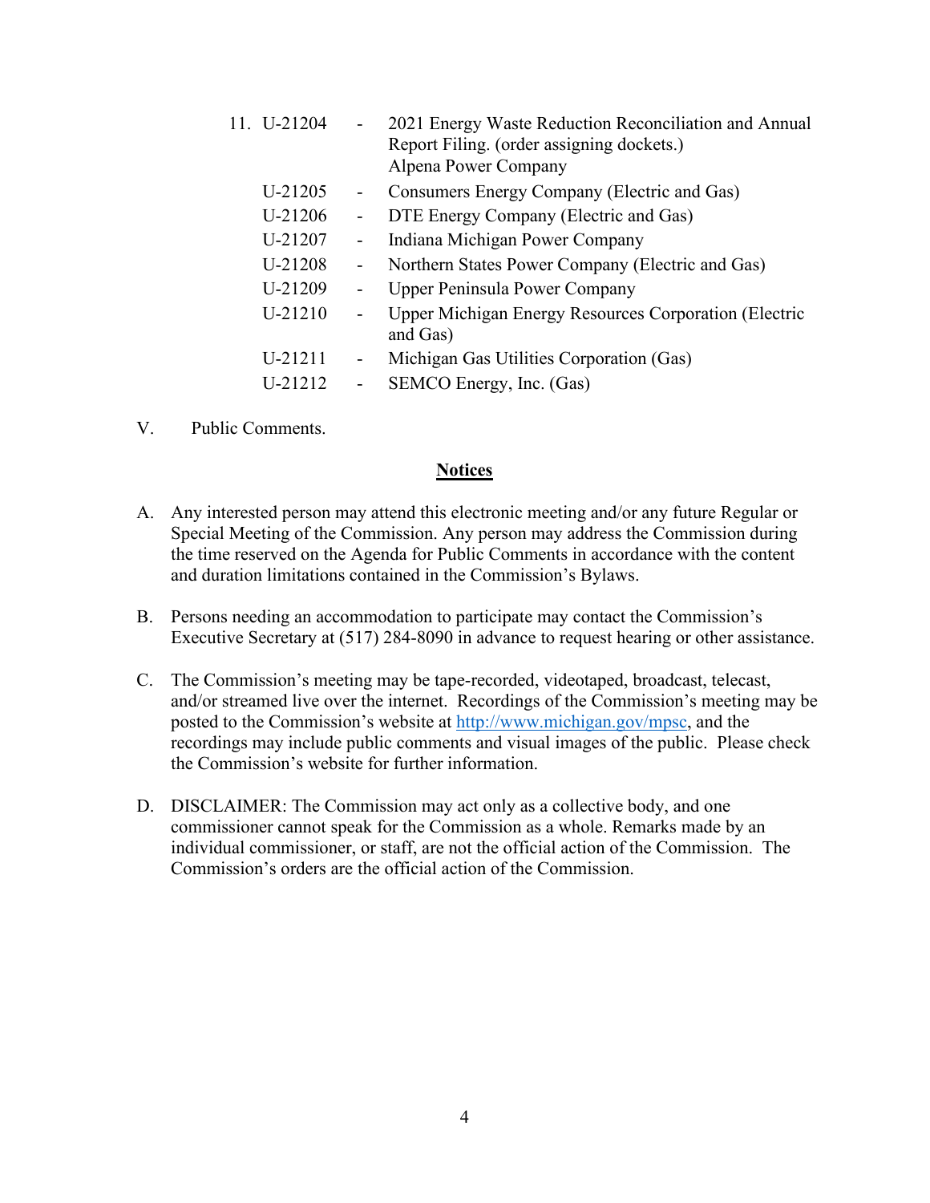11. U-21204 - 2021 Energy Waste Reduction Reconciliation and Annual Report Filing. (order assigning dockets.) Alpena Power Company
    - U-21205 - Consumers Energy Company (Electric and Gas)
    - U-21206 - DTE Energy Company (Electric and Gas)
    - U-21207 - Indiana Michigan Power Company
    - U-21208 - Northern States Power Company (Electric and Gas)
    - U-21209 - Upper Peninsula Power Company
    - U-21210 - Upper Michigan Energy Resources Corporation (Electric and Gas)
    - U-21211 - Michigan Gas Utilities Corporation (Gas)
    - U-21212 - SEMCO Energy, Inc. (Gas)

V. Public Comments.

## **Notices**

A. Any interested person may attend this electronic meeting and/or any future Regular or Special Meeting of the Commission. Any person may address the Commission during the time reserved on the Agenda for Public Comments in accordance with the content and duration limitations contained in the Commission's Bylaws.

B. Persons needing an accommodation to participate may contact the Commission's Executive Secretary at (517) 284-8090 in advance to request hearing or other assistance.

C. The Commission's meeting may be tape-recorded, videotaped, broadcast, telecast, and/or streamed live over the internet. Recordings of the Commission's meeting may be posted to the Commission's website at http://www.michigan.gov/mpsc, and the recordings may include public comments and visual images of the public. Please check the Commission's website for further information.

D. DISCLAIMER: The Commission may act only as a collective body, and one commissioner cannot speak for the Commission as a whole. Remarks made by an individual commissioner, or staff, are not the official action of the Commission. The Commission's orders are the official action of the Commission.